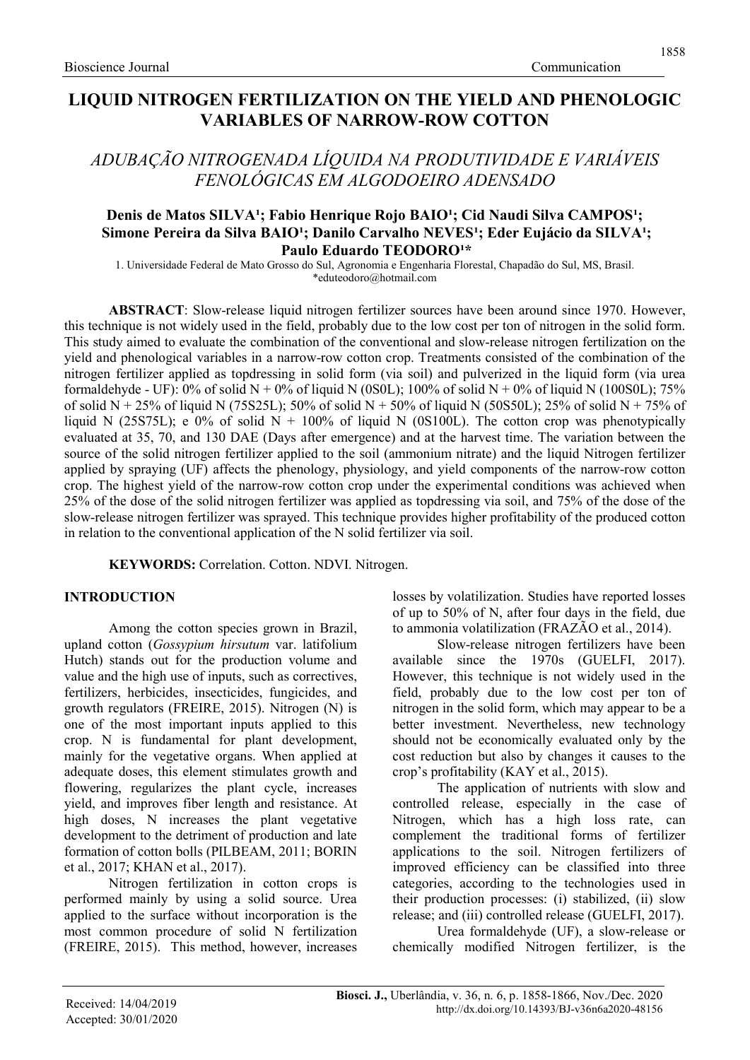# LIQUID NITROGEN FERTILIZATION ON THE YIELD AND PHENOLOGIC VARIABLES OF NARROW-ROW COTTON

## *ADUBAÇÃO NITROGENADA LÍQUIDA NA PRODUTIVIDADE E VARIÁVEIS FENOLÓGICAS EM ALGODOEIRO ADENSADO*

**Denis de Matos SILVA[1]; Fabio Henrique Rojo BAIO[1]; Cid Naudi Silva CAMPOS[1]; Simone Pereira da Silva BAIO[1]; Danilo Carvalho NEVES[1]; Eder Eujácio da SILVA[1]; Paulo Eduardo TEODORO[1]***

1. Universidade Federal de Mato Grosso do Sul, Agronomia e Engenharia Florestal, Chapadão do Sul, MS, Brasil.
*eduteodoro@hotmail.com

**ABSTRACT**: Slow-release liquid nitrogen fertilizer sources have been around since 1970. However, this technique is not widely used in the field, probably due to the low cost per ton of nitrogen in the solid form. This study aimed to evaluate the combination of the conventional and slow-release nitrogen fertilization on the yield and phenological variables in a narrow-row cotton crop. Treatments consisted of the combination of the nitrogen fertilizer applied as topdressing in solid form (via soil) and pulverized in the liquid form (via urea formaldehyde - UF): 0% of solid N + 0% of liquid N (0S0L); 100% of solid N + 0% of liquid N (100S0L); 75% of solid N + 25% of liquid N (75S25L); 50% of solid N + 50% of liquid N (50S50L); 25% of solid N + 75% of liquid N (25S75L); e 0% of solid N + 100% of liquid N (0S100L). The cotton crop was phenotypically evaluated at 35, 70, and 130 DAE (Days after emergence) and at the harvest time. The variation between the source of the solid nitrogen fertilizer applied to the soil (ammonium nitrate) and the liquid Nitrogen fertilizer applied by spraying (UF) affects the phenology, physiology, and yield components of the narrow-row cotton crop. The highest yield of the narrow-row cotton crop under the experimental conditions was achieved when 25% of the dose of the solid nitrogen fertilizer was applied as topdressing via soil, and 75% of the dose of the slow-release nitrogen fertilizer was sprayed. This technique provides higher profitability of the produced cotton in relation to the conventional application of the N solid fertilizer via soil.

**KEYWORDS:** Correlation. Cotton. NDVI. Nitrogen.

## INTRODUCTION

Among the cotton species grown in Brazil, upland cotton (*Gossypium hirsutum* var. latifolium Hutch) stands out for the production volume and value and the high use of inputs, such as correctives, fertilizers, herbicides, insecticides, fungicides, and growth regulators (FREIRE, 2015). Nitrogen (N) is one of the most important inputs applied to this crop. N is fundamental for plant development, mainly for the vegetative organs. When applied at adequate doses, this element stimulates growth and flowering, regularizes the plant cycle, increases yield, and improves fiber length and resistance. At high doses, N increases the plant vegetative development to the detriment of production and late formation of cotton bolls (PILBEAM, 2011; BORIN et al., 2017; KHAN et al., 2017).

Nitrogen fertilization in cotton crops is performed mainly by using a solid source. Urea applied to the surface without incorporation is the most common procedure of solid N fertilization (FREIRE, 2015). This method, however, increases losses by volatilization. Studies have reported losses of up to 50% of N, after four days in the field, due to ammonia volatilization (FRAZÃO et al., 2014).

Slow-release nitrogen fertilizers have been available since the 1970s (GUELFI, 2017). However, this technique is not widely used in the field, probably due to the low cost per ton of nitrogen in the solid form, which may appear to be a better investment. Nevertheless, new technology should not be economically evaluated only by the cost reduction but also by changes it causes to the crop's profitability (KAY et al., 2015).

The application of nutrients with slow and controlled release, especially in the case of Nitrogen, which has a high loss rate, can complement the traditional forms of fertilizer applications to the soil. Nitrogen fertilizers of improved efficiency can be classified into three categories, according to the technologies used in their production processes: (i) stabilized, (ii) slow release; and (iii) controlled release (GUELFI, 2017).

Urea formaldehyde (UF), a slow-release or chemically modified Nitrogen fertilizer, is the

Received: 14/04/2019
Accepted: 30/01/2020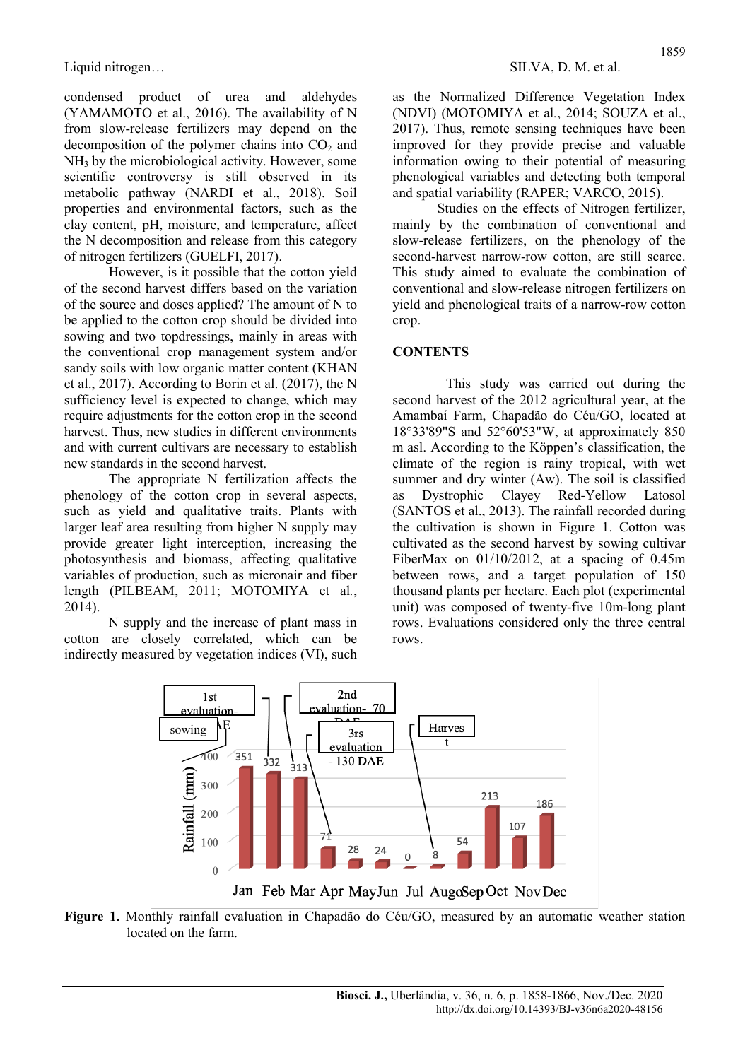condensed product of urea and aldehydes (YAMAMOTO et al., 2016). The availability of N from slow-release fertilizers may depend on the decomposition of the polymer chains into $CO_2$ and $NH_3$ by the microbiological activity. However, some scientific controversy is still observed in its metabolic pathway (NARDI et al., 2018). Soil properties and environmental factors, such as the clay content, pH, moisture, and temperature, affect the N decomposition and release from this category of nitrogen fertilizers (GUELFI, 2017).

However, is it possible that the cotton yield of the second harvest differs based on the variation of the source and doses applied? The amount of N to be applied to the cotton crop should be divided into sowing and two topdressings, mainly in areas with the conventional crop management system and/or sandy soils with low organic matter content (KHAN et al., 2017). According to Borin et al. (2017), the N sufficiency level is expected to change, which may require adjustments for the cotton crop in the second harvest. Thus, new studies in different environments and with current cultivars are necessary to establish new standards in the second harvest.

The appropriate N fertilization affects the phenology of the cotton crop in several aspects, such as yield and qualitative traits. Plants with larger leaf area resulting from higher N supply may provide greater light interception, increasing the photosynthesis and biomass, affecting qualitative variables of production, such as micronair and fiber length (PILBEAM, 2011; MOTOMIYA et al., 2014).

N supply and the increase of plant mass in cotton are closely correlated, which can be indirectly measured by vegetation indices (VI), such as the Normalized Difference Vegetation Index (NDVI) (MOTOMIYA et al., 2014; SOUZA et al., 2017). Thus, remote sensing techniques have been improved for they provide precise and valuable information owing to their potential of measuring phenological variables and detecting both temporal and spatial variability (RAPER; VARCO, 2015).

Studies on the effects of Nitrogen fertilizer, mainly by the combination of conventional and slow-release fertilizers, on the phenology of the second-harvest narrow-row cotton, are still scarce. This study aimed to evaluate the combination of conventional and slow-release nitrogen fertilizers on yield and phenological traits of a narrow-row cotton crop.

## CONTENTS

This study was carried out during the second harvest of the 2012 agricultural year, at the Amambaí Farm, Chapadão do Céu/GO, located at 18°33'89"S and 52°60'53"W, at approximately 850 m asl. According to the Köppen's classification, the climate of the region is rainy tropical, with wet summer and dry winter (Aw). The soil is classified as Dystrophic Clayey Red-Yellow Latosol (SANTOS et al., 2013). The rainfall recorded during the cultivation is shown in Figure 1. Cotton was cultivated as the second harvest by sowing cultivar FiberMax on 01/10/2012, at a spacing of 0.45m between rows, and a target population of 150 thousand plants per hectare. Each plot (experimental unit) was composed of twenty-five 10m-long plant rows. Evaluations considered only the three central rows.

**Figure 1.** Monthly rainfall evaluation in Chapadão do Céu/GO, measured by an automatic weather station located on the farm.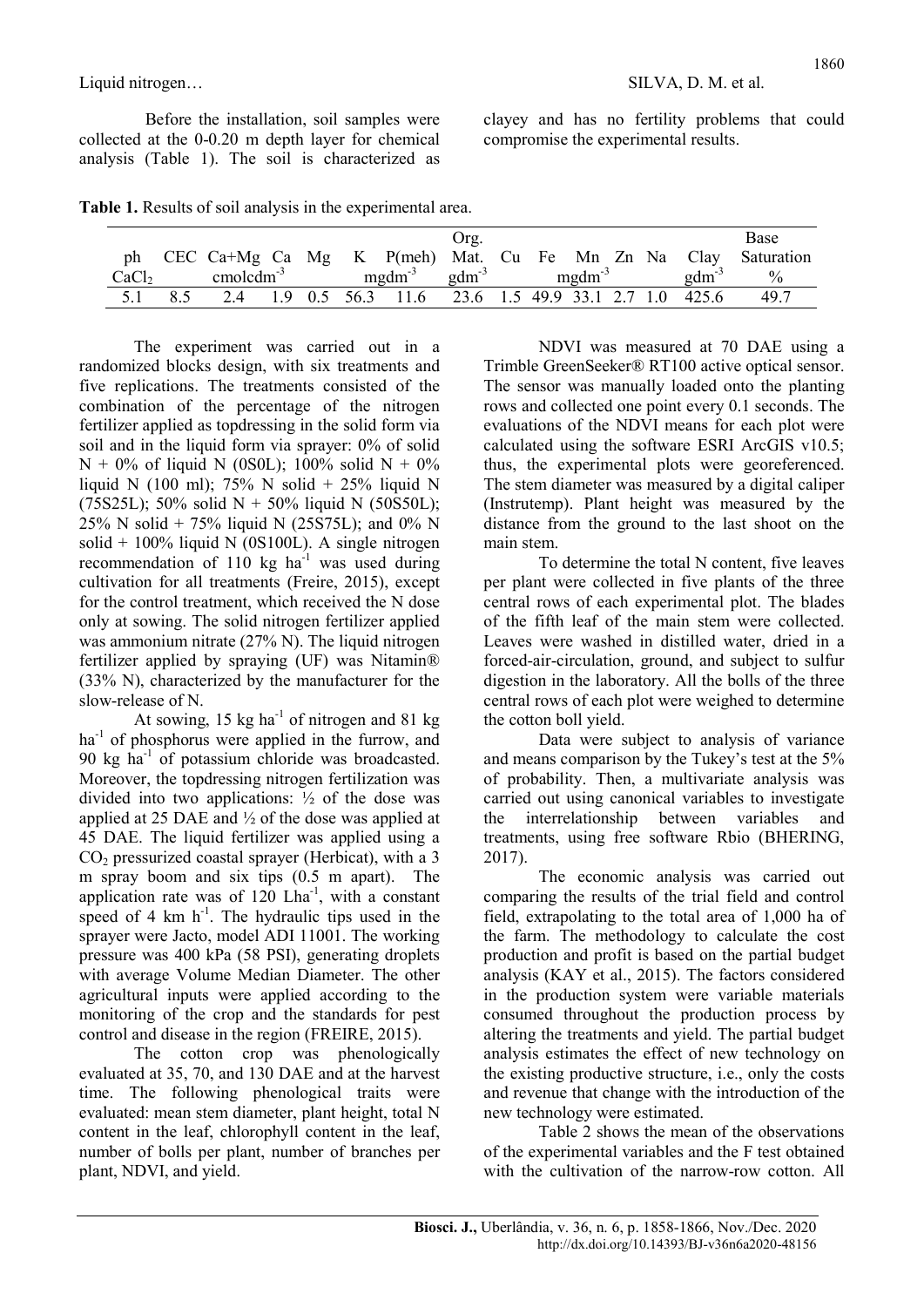Before the installation, soil samples were collected at the 0-0.20 m depth layer for chemical analysis (Table 1). The soil is characterized as clayey and has no fertility problems that could compromise the experimental results.

**Table 1.** Results of soil analysis in the experimental area.

| ph | CEC | Ca+Mg | Ca | Mg | K | P(meh) | Org. Mat. | Cu | Fe | Mn | Zn | Na | Clay | Base Saturation |
|---|---|---|---|---|---|---|---|---|---|---|---|---|---|---|
| $CaCl_2$ | $cmolcdm^{-3}$ | | | | $mgdm^{-3}$ | | $gdm^{-3}$ | $mgdm^{-3}$ | | | | | $gdm^{-3}$ | % |
| 5.1 | 8.5 | 2.4 | 1.9 | 0.5 | 56.3 | 11.6 | 23.6 | 1.5 | 49.9 | 33.1 | 2.7 | 1.0 | 425.6 | 49.7 |

The experiment was carried out in a randomized blocks design, with six treatments and five replications. The treatments consisted of the combination of the percentage of the nitrogen fertilizer applied as topdressing in the solid form via soil and in the liquid form via sprayer: 0% of solid N + 0% of liquid N (0S0L); 100% solid N + 0% liquid N (100 ml); 75% N solid + 25% liquid N (75S25L); 50% solid N + 50% liquid N (50S50L); 25% N solid + 75% liquid N (25S75L); and 0% N solid + 100% liquid N (0S100L). A single nitrogen recommendation of 110 kg $ha^{-1}$ was used during cultivation for all treatments (Freire, 2015), except for the control treatment, which received the N dose only at sowing. The solid nitrogen fertilizer applied was ammonium nitrate (27% N). The liquid nitrogen fertilizer applied by spraying (UF) was Nitamin® (33% N), characterized by the manufacturer for the slow-release of N.

At sowing, 15 kg $ha^{-1}$ of nitrogen and 81 kg $ha^{-1}$ of phosphorus were applied in the furrow, and 90 kg $ha^{-1}$ of potassium chloride was broadcasted. Moreover, the topdressing nitrogen fertilization was divided into two applications: ½ of the dose was applied at 25 DAE and ½ of the dose was applied at 45 DAE. The liquid fertilizer was applied using a $CO_2$ pressurized coastal sprayer (Herbicat), with a 3 m spray boom and six tips (0.5 m apart). The application rate was of 120 $Lha^{-1}$, with a constant speed of 4 km $h^{-1}$. The hydraulic tips used in the sprayer were Jacto, model ADI 11001. The working pressure was 400 kPa (58 PSI), generating droplets with average Volume Median Diameter. The other agricultural inputs were applied according to the monitoring of the crop and the standards for pest control and disease in the region (FREIRE, 2015).

The cotton crop was phenologically evaluated at 35, 70, and 130 DAE and at the harvest time. The following phenological traits were evaluated: mean stem diameter, plant height, total N content in the leaf, chlorophyll content in the leaf, number of bolls per plant, number of branches per plant, NDVI, and yield.

NDVI was measured at 70 DAE using a Trimble GreenSeeker® RT100 active optical sensor. The sensor was manually loaded onto the planting rows and collected one point every 0.1 seconds. The evaluations of the NDVI means for each plot were calculated using the software ESRI ArcGIS v10.5; thus, the experimental plots were georeferenced. The stem diameter was measured by a digital caliper (Instrutemp). Plant height was measured by the distance from the ground to the last shoot on the main stem.

To determine the total N content, five leaves per plant were collected in five plants of the three central rows of each experimental plot. The blades of the fifth leaf of the main stem were collected. Leaves were washed in distilled water, dried in a forced-air-circulation, ground, and subject to sulfur digestion in the laboratory. All the bolls of the three central rows of each plot were weighed to determine the cotton boll yield.

Data were subject to analysis of variance and means comparison by the Tukey's test at the 5% of probability. Then, a multivariate analysis was carried out using canonical variables to investigate the interrelationship between variables and treatments, using free software Rbio (BHERING, 2017).

The economic analysis was carried out comparing the results of the trial field and control field, extrapolating to the total area of 1,000 ha of the farm. The methodology to calculate the cost production and profit is based on the partial budget analysis (KAY et al., 2015). The factors considered in the production system were variable materials consumed throughout the production process by altering the treatments and yield. The partial budget analysis estimates the effect of new technology on the existing productive structure, i.e., only the costs and revenue that change with the introduction of the new technology were estimated.

Table 2 shows the mean of the observations of the experimental variables and the F test obtained with the cultivation of the narrow-row cotton. All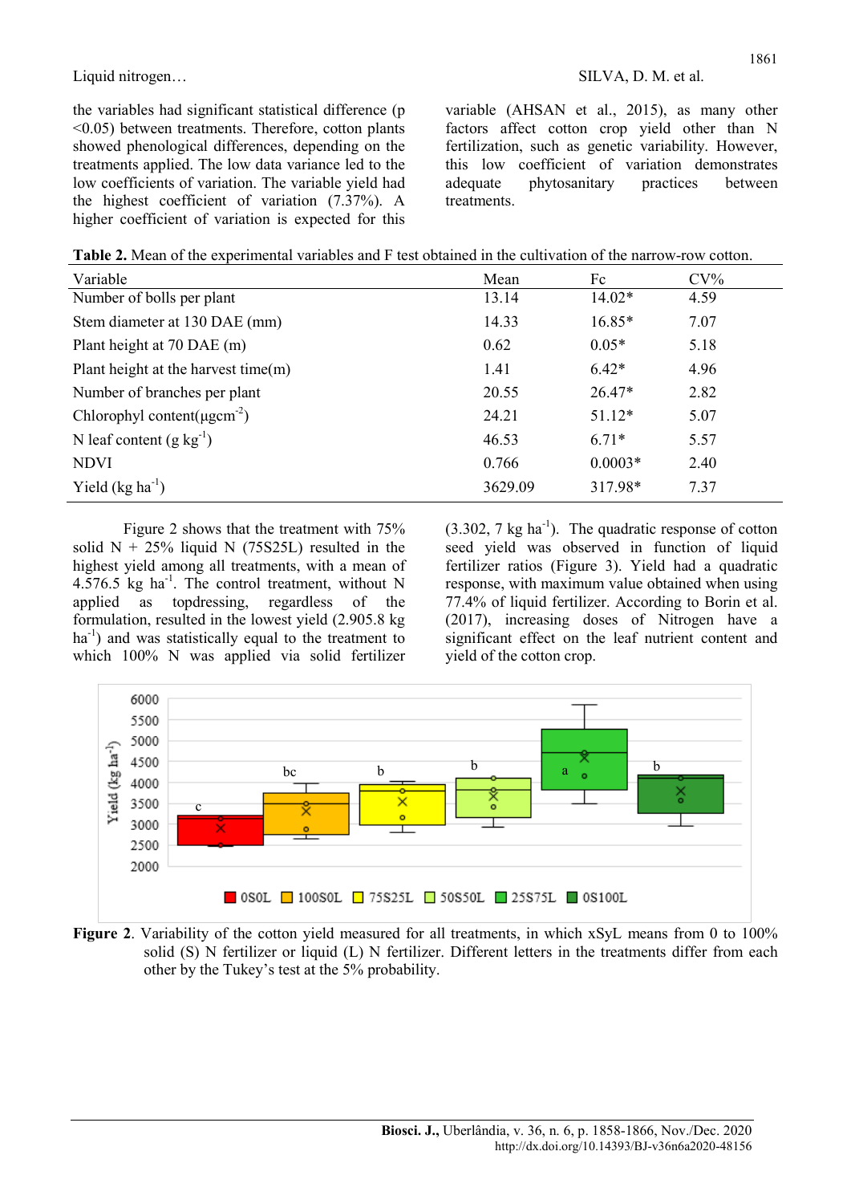the variables had significant statistical difference ($p < 0.05$) between treatments. Therefore, cotton plants showed phenological differences, depending on the treatments applied. The low data variance led to the low coefficients of variation. The variable yield had the highest coefficient of variation (7.37%). A higher coefficient of variation is expected for this variable (AHSAN et al., 2015), as many other factors affect cotton crop yield other than N fertilization, such as genetic variability. However, this low coefficient of variation demonstrates adequate phytosanitary practices between treatments.

**Table 2.** Mean of the experimental variables and F test obtained in the cultivation of the narrow-row cotton.

| Variable | Mean | Fc | CV% |
|---|---|---|---|
| Number of bolls per plant | 13.14 | 14.02* | 4.59 |
| Stem diameter at 130 DAE (mm) | 14.33 | 16.85* | 7.07 |
| Plant height at 70 DAE (m) | 0.62 | 0.05* | 5.18 |
| Plant height at the harvest time(m) | 1.41 | 6.42* | 4.96 |
| Number of branches per plant | 20.55 | 26.47* | 2.82 |
| Chlorophyl content($\mu g cm^{-2}$) | 24.21 | 51.12* | 5.07 |
| N leaf content ($g\ kg^{-1}$) | 46.53 | 6.71* | 5.57 |
| NDVI | 0.766 | 0.0003* | 2.40 |
| Yield ($kg\ ha^{-1}$) | 3629.09 | 317.98* | 7.37 |

Figure 2 shows that the treatment with 75% solid N + 25% liquid N (75S25L) resulted in the highest yield among all treatments, with a mean of 4.576.5 kg $ha^{-1}$. The control treatment, without N applied as topdressing, regardless of the formulation, resulted in the lowest yield (2.905.8 kg $ha^{-1}$) and was statistically equal to the treatment to which 100% N was applied via solid fertilizer (3.302, 7 kg $ha^{-1}$). The quadratic response of cotton seed yield was observed in function of liquid fertilizer ratios (Figure 3). Yield had a quadratic response, with maximum value obtained when using 77.4% of liquid fertilizer. According to Borin et al. (2017), increasing doses of Nitrogen have a significant effect on the leaf nutrient content and yield of the cotton crop.

**Figure 2**. Variability of the cotton yield measured for all treatments, in which xSyL means from 0 to 100% solid (S) N fertilizer or liquid (L) N fertilizer. Different letters in the treatments differ from each other by the Tukey's test at the 5% probability.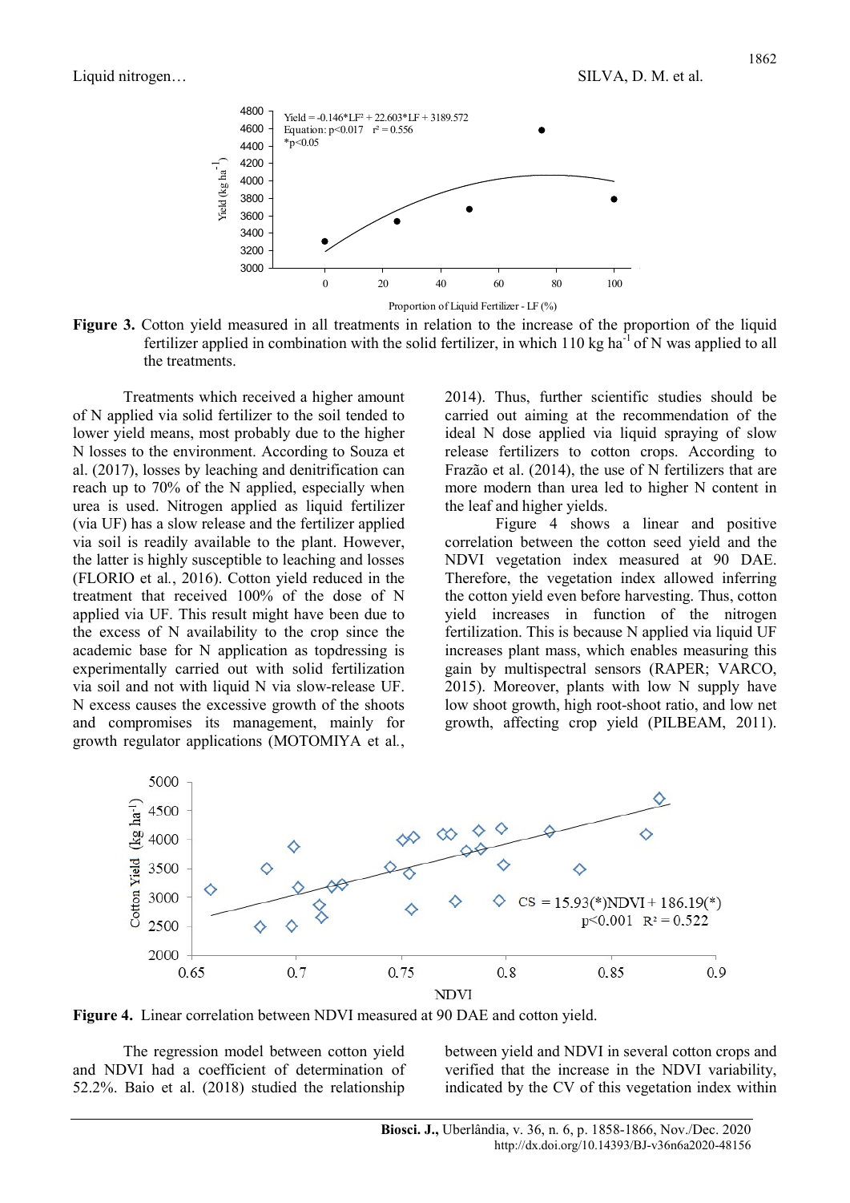**Figure 3.** Cotton yield measured in all treatments in relation to the increase of the proportion of the liquid fertilizer applied in combination with the solid fertilizer, in which 110 kg ha$^{-1}$ of N was applied to all the treatments.

Treatments which received a higher amount of N applied via solid fertilizer to the soil tended to lower yield means, most probably due to the higher N losses to the environment. According to Souza et al. (2017), losses by leaching and denitrification can reach up to 70% of the N applied, especially when urea is used. Nitrogen applied as liquid fertilizer (via UF) has a slow release and the fertilizer applied via soil is readily available to the plant. However, the latter is highly susceptible to leaching and losses (FLORIO et al., 2016). Cotton yield reduced in the treatment that received 100% of the dose of N applied via UF. This result might have been due to the excess of N availability to the crop since the academic base for N application as topdressing is experimentally carried out with solid fertilization via soil and not with liquid N via slow-release UF. N excess causes the excessive growth of the shoots and compromises its management, mainly for growth regulator applications (MOTOMIYA et al., 2014). Thus, further scientific studies should be carried out aiming at the recommendation of the ideal N dose applied via liquid spraying of slow release fertilizers to cotton crops. According to Frazão et al. (2014), the use of N fertilizers that are more modern than urea led to higher N content in the leaf and higher yields.

Figure 4 shows a linear and positive correlation between the cotton seed yield and the NDVI vegetation index measured at 90 DAE. Therefore, the vegetation index allowed inferring the cotton yield even before harvesting. Thus, cotton yield increases in function of the nitrogen fertilization. This is because N applied via liquid UF increases plant mass, which enables measuring this gain by multispectral sensors (RAPER; VARCO, 2015). Moreover, plants with low N supply have low shoot growth, high root-shoot ratio, and low net growth, affecting crop yield (PILBEAM, 2011).

**Figure 4.** Linear correlation between NDVI measured at 90 DAE and cotton yield.

The regression model between cotton yield and NDVI had a coefficient of determination of 52.2%. Baio et al. (2018) studied the relationship between yield and NDVI in several cotton crops and verified that the increase in the NDVI variability, indicated by the CV of this vegetation index within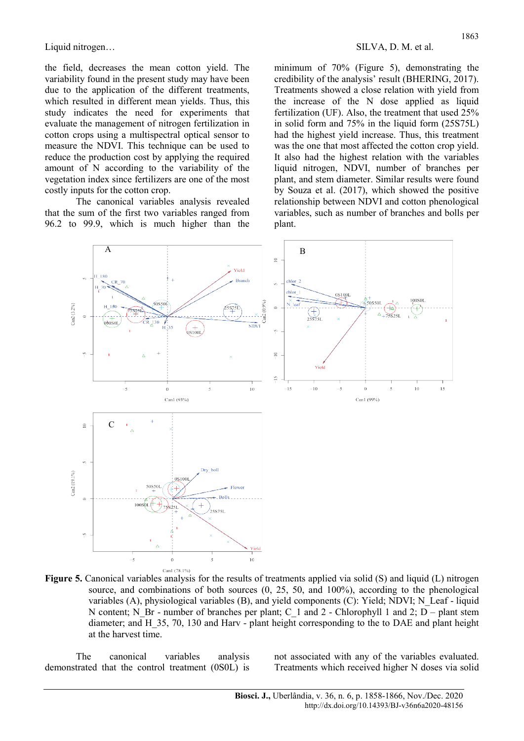the field, decreases the mean cotton yield. The variability found in the present study may have been due to the application of the different treatments, which resulted in different mean yields. Thus, this study indicates the need for experiments that evaluate the management of nitrogen fertilization in cotton crops using a multispectral optical sensor to measure the NDVI. This technique can be used to reduce the production cost by applying the required amount of N according to the variability of the vegetation index since fertilizers are one of the most costly inputs for the cotton crop.

The canonical variables analysis revealed that the sum of the first two variables ranged from 96.2 to 99.9, which is much higher than the minimum of 70% (Figure 5), demonstrating the credibility of the analysis' result (BHERING, 2017). Treatments showed a close relation with yield from the increase of the N dose applied as liquid fertilization (UF). Also, the treatment that used 25% in solid form and 75% in the liquid form (25S75L) had the highest yield increase. Thus, this treatment was the one that most affected the cotton crop yield. It also had the highest relation with the variables liquid nitrogen, NDVI, number of branches per plant, and stem diameter. Similar results were found by Souza et al. (2017), which showed the positive relationship between NDVI and cotton phenological variables, such as number of branches and bolls per plant.

**Figure 5.** Canonical variables analysis for the results of treatments applied via solid (S) and liquid (L) nitrogen source, and combinations of both sources (0, 25, 50, and 100%), according to the phenological variables (A), physiological variables (B), and yield components (C): Yield; NDVI; N_Leaf - liquid N content; N_Br - number of branches per plant; C_1 and 2 - Chlorophyll 1 and 2; D – plant stem diameter; and H_35, 70, 130 and Harv - plant height corresponding to the to DAE and plant height at the harvest time.

The canonical variables analysis demonstrated that the control treatment (0S0L) is not associated with any of the variables evaluated. Treatments which received higher N doses via solid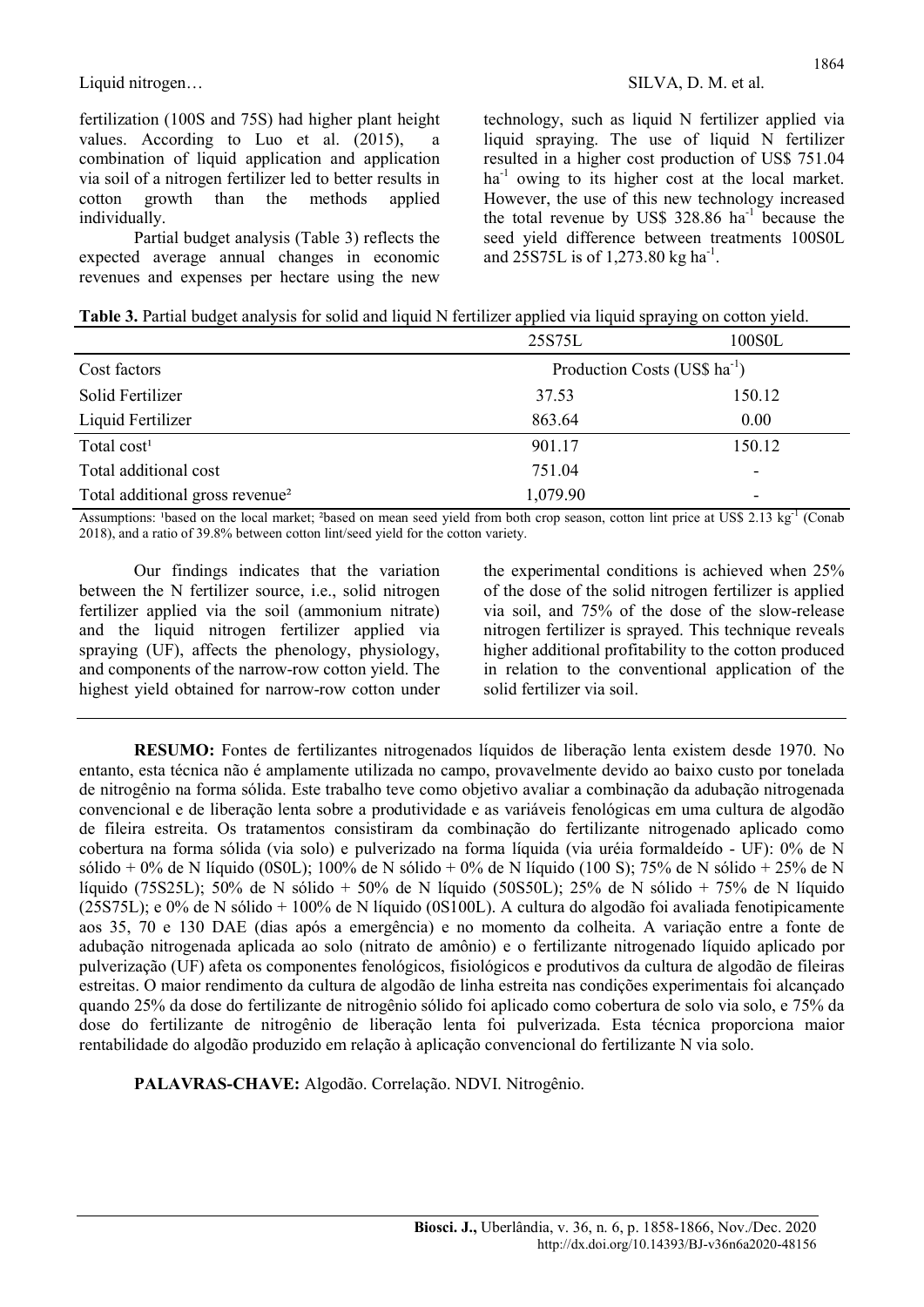fertilization (100S and 75S) had higher plant height values. According to Luo et al. (2015), a combination of liquid application and application via soil of a nitrogen fertilizer led to better results in cotton growth than the methods applied individually.

Partial budget analysis (Table 3) reflects the expected average annual changes in economic revenues and expenses per hectare using the new technology, such as liquid N fertilizer applied via liquid spraying. The use of liquid N fertilizer resulted in a higher cost production of US\$ 751.04 $ha^{-1}$ owing to its higher cost at the local market. However, the use of this new technology increased the total revenue by US\$ 328.86 $ha^{-1}$ because the seed yield difference between treatments 100S0L and 25S75L is of 1,273.80 kg $ha^{-1}$.

**Table 3.** Partial budget analysis for solid and liquid N fertilizer applied via liquid spraying on cotton yield.

| | 25S75L | 100S0L |
|---|---|---|
| Cost factors | Production Costs (US\$ $ha^{-1}$) | |
| Solid Fertilizer | 37.53 | 150.12 |
| Liquid Fertilizer | 863.64 | 0.00 |
| Total cost[1] | 901.17 | 150.12 |
| Total additional cost | 751.04 | - |
| Total additional gross revenue[2] | 1,079.90 | - |

Assumptions: [1]based on the local market; [2]based on mean seed yield from both crop season, cotton lint price at US\$ 2.13 $kg^{-1}$ (Conab 2018), and a ratio of 39.8% between cotton lint/seed yield for the cotton variety.

Our findings indicates that the variation between the N fertilizer source, i.e., solid nitrogen fertilizer applied via the soil (ammonium nitrate) and the liquid nitrogen fertilizer applied via spraying (UF), affects the phenology, physiology, and components of the narrow-row cotton yield. The highest yield obtained for narrow-row cotton under the experimental conditions is achieved when 25% of the dose of the solid nitrogen fertilizer is applied via soil, and 75% of the dose of the slow-release nitrogen fertilizer is sprayed. This technique reveals higher additional profitability to the cotton produced in relation to the conventional application of the solid fertilizer via soil.

**RESUMO:** Fontes de fertilizantes nitrogenados líquidos de liberação lenta existem desde 1970. No entanto, esta técnica não é amplamente utilizada no campo, provavelmente devido ao baixo custo por tonelada de nitrogênio na forma sólida. Este trabalho teve como objetivo avaliar a combinação da adubação nitrogenada convencional e de liberação lenta sobre a produtividade e as variáveis fenológicas em uma cultura de algodão de fileira estreita. Os tratamentos consistiram da combinação do fertilizante nitrogenado aplicado como cobertura na forma sólida (via solo) e pulverizado na forma líquida (via uréia formaldeído - UF): 0% de N sólido + 0% de N líquido (0S0L); 100% de N sólido + 0% de N líquido (100 S); 75% de N sólido + 25% de N líquido (75S25L); 50% de N sólido + 50% de N líquido (50S50L); 25% de N sólido + 75% de N líquido (25S75L); e 0% de N sólido + 100% de N líquido (0S100L). A cultura do algodão foi avaliada fenotipicamente aos 35, 70 e 130 DAE (dias após a emergência) e no momento da colheita. A variação entre a fonte de adubação nitrogenada aplicada ao solo (nitrato de amônio) e o fertilizante nitrogenado líquido aplicado por pulverização (UF) afeta os componentes fenológicos, fisiológicos e produtivos da cultura de algodão de fileiras estreitas. O maior rendimento da cultura de algodão de linha estreita nas condições experimentais foi alcançado quando 25% da dose do fertilizante de nitrogênio sólido foi aplicado como cobertura de solo via solo, e 75% da dose do fertilizante de nitrogênio de liberação lenta foi pulverizada. Esta técnica proporciona maior rentabilidade do algodão produzido em relação à aplicação convencional do fertilizante N via solo.

**PALAVRAS-CHAVE:** Algodão. Correlação. NDVI. Nitrogênio.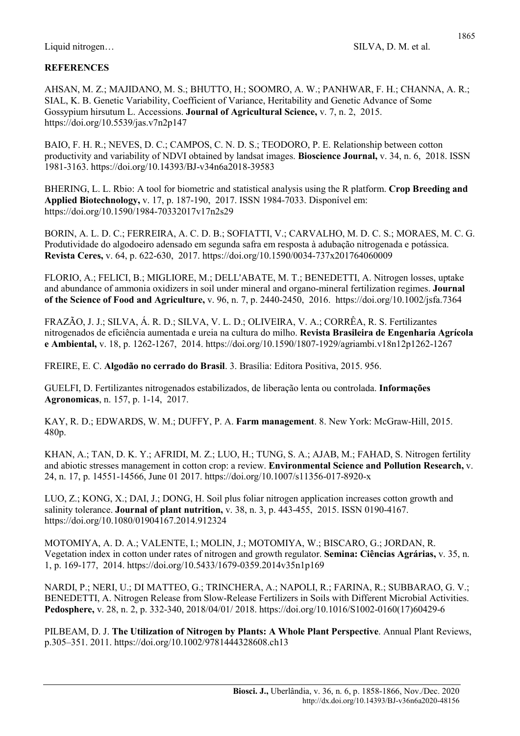**REFERENCES**

AHSAN, M. Z.; MAJIDANO, M. S.; BHUTTO, H.; SOOMRO, A. W.; PANHWAR, F. H.; CHANNA, A. R.; SIAL, K. B. Genetic Variability, Coefficient of Variance, Heritability and Genetic Advance of Some Gossypium hirsutum L. Accessions. **Journal of Agricultural Science,** v. 7, n. 2, 2015. https://doi.org/10.5539/jas.v7n2p147

BAIO, F. H. R.; NEVES, D. C.; CAMPOS, C. N. D. S.; TEODORO, P. E. Relationship between cotton productivity and variability of NDVI obtained by landsat images. **Bioscience Journal,** v. 34, n. 6, 2018. ISSN 1981-3163. https://doi.org/10.14393/BJ-v34n6a2018-39583

BHERING, L. L. Rbio: A tool for biometric and statistical analysis using the R platform. **Crop Breeding and Applied Biotechnology,** v. 17, p. 187-190, 2017. ISSN 1984-7033. Disponível em: https://doi.org/10.1590/1984-70332017v17n2s29

BORIN, A. L. D. C.; FERREIRA, A. C. D. B.; SOFIATTI, V.; CARVALHO, M. D. C. S.; MORAES, M. C. G. Produtividade do algodoeiro adensado em segunda safra em resposta à adubação nitrogenada e potássica. **Revista Ceres,** v. 64, p. 622-630, 2017. https://doi.org/10.1590/0034-737x201764060009

FLORIO, A.; FELICI, B.; MIGLIORE, M.; DELL'ABATE, M. T.; BENEDETTI, A. Nitrogen losses, uptake and abundance of ammonia oxidizers in soil under mineral and organo-mineral fertilization regimes. **Journal of the Science of Food and Agriculture,** v. 96, n. 7, p. 2440-2450, 2016. https://doi.org/10.1002/jsfa.7364

FRAZÃO, J. J.; SILVA, Á. R. D.; SILVA, V. L. D.; OLIVEIRA, V. A.; CORRÊA, R. S. Fertilizantes nitrogenados de eficiência aumentada e ureia na cultura do milho. **Revista Brasileira de Engenharia Agrícola e Ambiental,** v. 18, p. 1262-1267, 2014. https://doi.org/10.1590/1807-1929/agriambi.v18n12p1262-1267

FREIRE, E. C. **Algodão no cerrado do Brasil**. 3. Brasília: Editora Positiva, 2015. 956.

GUELFI, D. Fertilizantes nitrogenados estabilizados, de liberação lenta ou controlada. **Informações Agronomicas**, n. 157, p. 1-14, 2017.

KAY, R. D.; EDWARDS, W. M.; DUFFY, P. A. **Farm management**. 8. New York: McGraw-Hill, 2015. 480p.

KHAN, A.; TAN, D. K. Y.; AFRIDI, M. Z.; LUO, H.; TUNG, S. A.; AJAB, M.; FAHAD, S. Nitrogen fertility and abiotic stresses management in cotton crop: a review. **Environmental Science and Pollution Research,** v. 24, n. 17, p. 14551-14566, June 01 2017. https://doi.org/10.1007/s11356-017-8920-x

LUO, Z.; KONG, X.; DAI, J.; DONG, H. Soil plus foliar nitrogen application increases cotton growth and salinity tolerance. **Journal of plant nutrition,** v. 38, n. 3, p. 443-455, 2015. ISSN 0190-4167. https://doi.org/10.1080/01904167.2014.912324

MOTOMIYA, A. D. A.; VALENTE, I.; MOLIN, J.; MOTOMIYA, W.; BISCARO, G.; JORDAN, R. Vegetation index in cotton under rates of nitrogen and growth regulator. **Semina: Ciências Agrárias,** v. 35, n. 1, p. 169-177, 2014. https://doi.org/10.5433/1679-0359.2014v35n1p169

NARDI, P.; NERI, U.; DI MATTEO, G.; TRINCHERA, A.; NAPOLI, R.; FARINA, R.; SUBBARAO, G. V.; BENEDETTI, A. Nitrogen Release from Slow-Release Fertilizers in Soils with Different Microbial Activities. **Pedosphere,** v. 28, n. 2, p. 332-340, 2018/04/01/ 2018. https://doi.org/10.1016/S1002-0160(17)60429-6

PILBEAM, D. J. **The Utilization of Nitrogen by Plants: A Whole Plant Perspective**. Annual Plant Reviews, p.305–351. 2011. https://doi.org/10.1002/9781444328608.ch13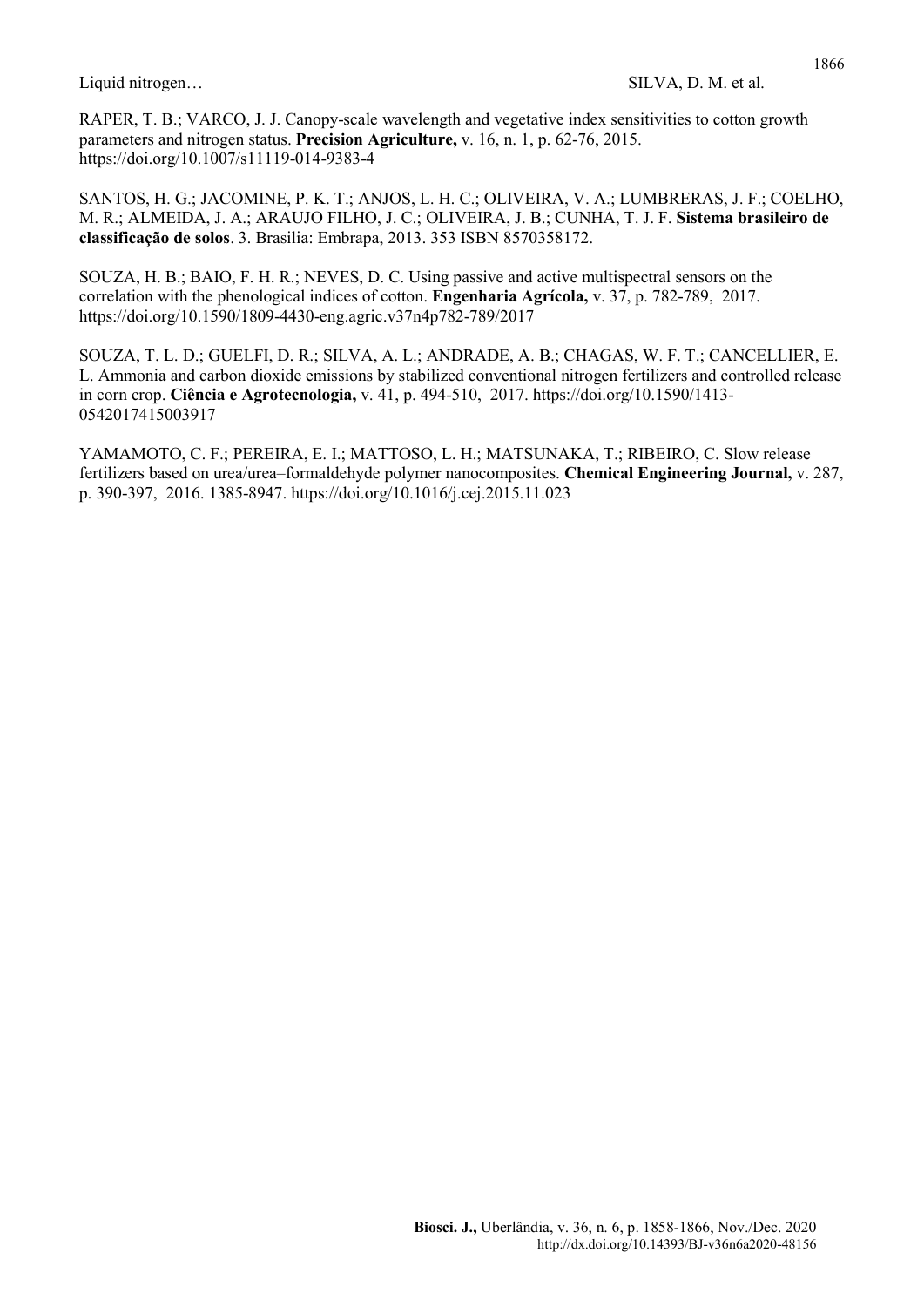RAPER, T. B.; VARCO, J. J. Canopy-scale wavelength and vegetative index sensitivities to cotton growth parameters and nitrogen status. **Precision Agriculture,** v. 16, n. 1, p. 62-76, 2015. https://doi.org/10.1007/s11119-014-9383-4

SANTOS, H. G.; JACOMINE, P. K. T.; ANJOS, L. H. C.; OLIVEIRA, V. A.; LUMBRERAS, J. F.; COELHO, M. R.; ALMEIDA, J. A.; ARAUJO FILHO, J. C.; OLIVEIRA, J. B.; CUNHA, T. J. F. **Sistema brasileiro de classificação de solos**. 3. Brasilia: Embrapa, 2013. 353 ISBN 8570358172.

SOUZA, H. B.; BAIO, F. H. R.; NEVES, D. C. Using passive and active multispectral sensors on the correlation with the phenological indices of cotton. **Engenharia Agrícola,** v. 37, p. 782-789, 2017. https://doi.org/10.1590/1809-4430-eng.agric.v37n4p782-789/2017

SOUZA, T. L. D.; GUELFI, D. R.; SILVA, A. L.; ANDRADE, A. B.; CHAGAS, W. F. T.; CANCELLIER, E. L. Ammonia and carbon dioxide emissions by stabilized conventional nitrogen fertilizers and controlled release in corn crop. **Ciência e Agrotecnologia,** v. 41, p. 494-510, 2017. https://doi.org/10.1590/1413-0542017415003917

YAMAMOTO, C. F.; PEREIRA, E. I.; MATTOSO, L. H.; MATSUNAKA, T.; RIBEIRO, C. Slow release fertilizers based on urea/urea–formaldehyde polymer nanocomposites. **Chemical Engineering Journal,** v. 287, p. 390-397, 2016. 1385-8947. https://doi.org/10.1016/j.cej.2015.11.023